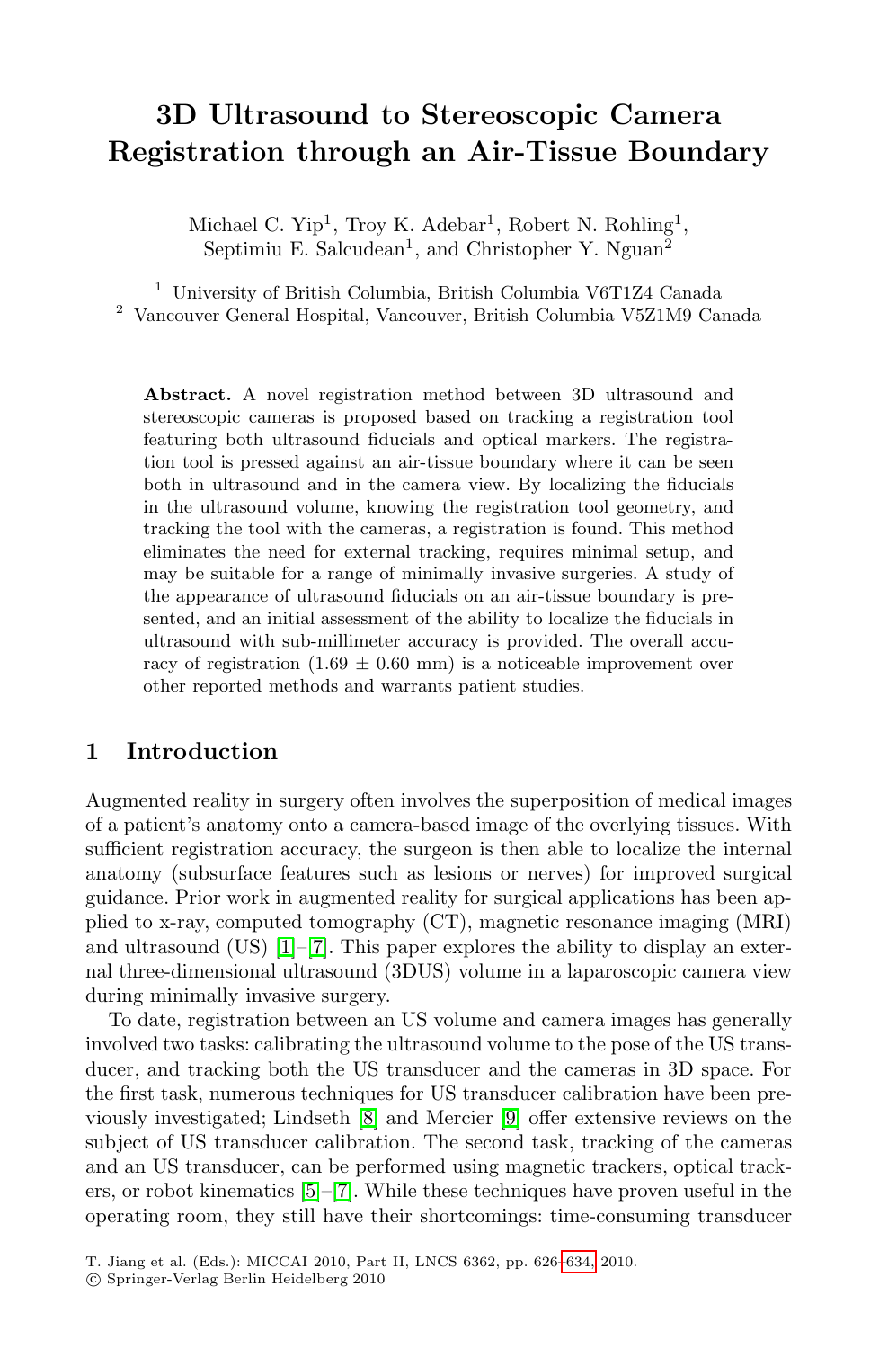# 3D Ultrasound to Stereoscopic Camera Registration through an Air-Tissue Boundary

Michael C. Yip[1], Troy K. Adebar[1], Robert N. Rohling[1], Septimiu E. Salcudean[1], and Christopher Y. Nguan[2]

[1] University of British Columbia, British Columbia V6T1Z4 Canada
[2] Vancouver General Hospital, Vancouver, British Columbia V5Z1M9 Canada

**Abstract.** A novel registration method between 3D ultrasound and stereoscopic cameras is proposed based on tracking a registration tool featuring both ultrasound fiducials and optical markers. The registration tool is pressed against an air-tissue boundary where it can be seen both in ultrasound and in the camera view. By localizing the fiducials in the ultrasound volume, knowing the registration tool geometry, and tracking the tool with the cameras, a registration is found. This method eliminates the need for external tracking, requires minimal setup, and may be suitable for a range of minimally invasive surgeries. A study of the appearance of ultrasound fiducials on an air-tissue boundary is presented, and an initial assessment of the ability to localize the fiducials in ultrasound with sub-millimeter accuracy is provided. The overall accuracy of registration (1.69 ± 0.60 mm) is a noticeable improvement over other reported methods and warrants patient studies.

## 1 Introduction

Augmented reality in surgery often involves the superposition of medical images of a patient's anatomy onto a camera-based image of the overlying tissues. With sufficient registration accuracy, the surgeon is then able to localize the internal anatomy (subsurface features such as lesions or nerves) for improved surgical guidance. Prior work in augmented reality for surgical applications has been applied to x-ray, computed tomography (CT), magnetic resonance imaging (MRI) and ultrasound (US) [1]–[7]. This paper explores the ability to display an external three-dimensional ultrasound (3DUS) volume in a laparoscopic camera view during minimally invasive surgery.

To date, registration between an US volume and camera images has generally involved two tasks: calibrating the ultrasound volume to the pose of the US transducer, and tracking both the US transducer and the cameras in 3D space. For the first task, numerous techniques for US transducer calibration have been previously investigated; Lindseth [8] and Mercier [9] offer extensive reviews on the subject of US transducer calibration. The second task, tracking of the cameras and an US transducer, can be performed using magnetic trackers, optical trackers, or robot kinematics [5]–[7]. While these techniques have proven useful in the operating room, they still have their shortcomings: time-consuming transducer

T. Jiang et al. (Eds.): MICCAI 2010, Part II, LNCS 6362, pp. 626–634, 2010.
© Springer-Verlag Berlin Heidelberg 2010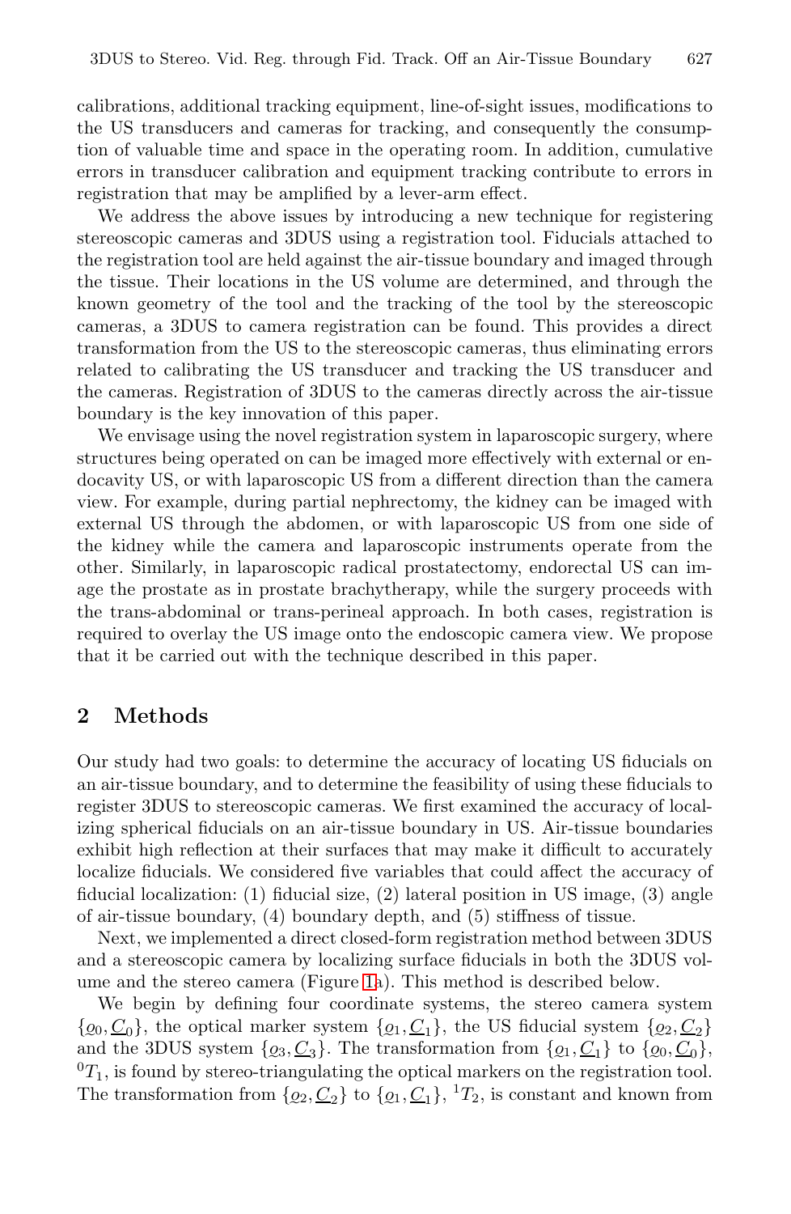calibrations, additional tracking equipment, line-of-sight issues, modifications to the US transducers and cameras for tracking, and consequently the consumption of valuable time and space in the operating room. In addition, cumulative errors in transducer calibration and equipment tracking contribute to errors in registration that may be amplified by a lever-arm effect.

We address the above issues by introducing a new technique for registering stereoscopic cameras and 3DUS using a registration tool. Fiducials attached to the registration tool are held against the air-tissue boundary and imaged through the tissue. Their locations in the US volume are determined, and through the known geometry of the tool and the tracking of the tool by the stereoscopic cameras, a 3DUS to camera registration can be found. This provides a direct transformation from the US to the stereoscopic cameras, thus eliminating errors related to calibrating the US transducer and tracking the US transducer and the cameras. Registration of 3DUS to the cameras directly across the air-tissue boundary is the key innovation of this paper.

We envisage using the novel registration system in laparoscopic surgery, where structures being operated on can be imaged more effectively with external or endocavity US, or with laparoscopic US from a different direction than the camera view. For example, during partial nephrectomy, the kidney can be imaged with external US through the abdomen, or with laparoscopic US from one side of the kidney while the camera and laparoscopic instruments operate from the other. Similarly, in laparoscopic radical prostatectomy, endorectal US can image the prostate as in prostate brachytherapy, while the surgery proceeds with the trans-abdominal or trans-perineal approach. In both cases, registration is required to overlay the US image onto the endoscopic camera view. We propose that it be carried out with the technique described in this paper.

## 2 Methods

Our study had two goals: to determine the accuracy of locating US fiducials on an air-tissue boundary, and to determine the feasibility of using these fiducials to register 3DUS to stereoscopic cameras. We first examined the accuracy of localizing spherical fiducials on an air-tissue boundary in US. Air-tissue boundaries exhibit high reflection at their surfaces that may make it difficult to accurately localize fiducials. We considered five variables that could affect the accuracy of fiducial localization: (1) fiducial size, (2) lateral position in US image, (3) angle of air-tissue boundary, (4) boundary depth, and (5) stiffness of tissue.

Next, we implemented a direct closed-form registration method between 3DUS and a stereoscopic camera by localizing surface fiducials in both the 3DUS volume and the stereo camera (Figure 1a). This method is described below.

We begin by defining four coordinate systems, the stereo camera system $\{\varrho_0, \underline{C}_0\}$, the optical marker system $\{\varrho_1, \underline{C}_1\}$, the US fiducial system $\{\varrho_2, \underline{C}_2\}$ and the 3DUS system $\{\varrho_3, \underline{C}_3\}$. The transformation from $\{\varrho_1, \underline{C}_1\}$ to $\{\varrho_0, \underline{C}_0\}$, ${}^0T_1$, is found by stereo-triangulating the optical markers on the registration tool. The transformation from $\{\varrho_2, \underline{C}_2\}$ to $\{\varrho_1, \underline{C}_1\}$, ${}^1T_2$, is constant and known from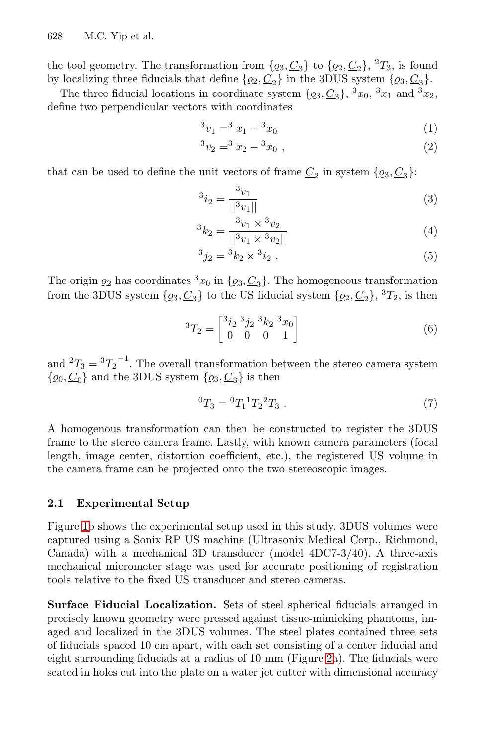the tool geometry. The transformation from $\{\underline{o}_3, \underline{C}_3\}$ to $\{\underline{o}_2, \underline{C}_2\}$, ${}^2T_3$, is found by localizing three fiducials that define $\{\underline{o}_2, \underline{C}_2\}$ in the 3DUS system $\{\underline{o}_3, \underline{C}_3\}$.

The three fiducial locations in coordinate system $\{\underline{o}_3, \underline{C}_3\}$, ${}^3x_0$, ${}^3x_1$ and ${}^3x_2$, define two perpendicular vectors with coordinates

$$ {}^3v_1 = {}^3x_1 - {}^3x_0 \tag{1} $$

$$ {}^3v_2 = {}^3x_2 - {}^3x_0 \ , \tag{2} $$

that can be used to define the unit vectors of frame $\underline{C}_2$ in system $\{\underline{o}_3, \underline{C}_3\}$:

$$ {}^3i_2 = \frac{{}^3v_1}{||{}^3v_1||} \tag{3} $$

$$ {}^3k_2 = \frac{{}^3v_1 \times {}^3v_2}{||{}^3v_1 \times {}^3v_2||} \tag{4} $$

$$ {}^3j_2 = {}^3k_2 \times {}^3i_2 \ . \tag{5} $$

The origin $\underline{o}_2$ has coordinates ${}^3x_0$ in $\{\underline{o}_3, \underline{C}_3\}$. The homogeneous transformation from the 3DUS system $\{\underline{o}_3, \underline{C}_3\}$ to the US fiducial system $\{\underline{o}_2, \underline{C}_2\}$, ${}^3T_2$, is then

$$ {}^3T_2 = \begin{bmatrix} {}^3i_2 & {}^3j_2 & {}^3k_2 & {}^3x_0 \\ 0 & 0 & 0 & 1 \end{bmatrix} \tag{6} $$

and ${}^2T_3 = {}^3T_2^{-1}$. The overall transformation between the stereo camera system $\{\underline{o}_0, \underline{C}_0\}$ and the 3DUS system $\{\underline{o}_3, \underline{C}_3\}$ is then

$$ {}^0T_3 = {}^0T_1 {}^1T_2 {}^2T_3 \ . \tag{7} $$

A homogenous transformation can then be constructed to register the 3DUS frame to the stereo camera frame. Lastly, with known camera parameters (focal length, image center, distortion coefficient, etc.), the registered US volume in the camera frame can be projected onto the two stereoscopic images.

### 2.1 Experimental Setup

Figure 1b shows the experimental setup used in this study. 3DUS volumes were captured using a Sonix RP US machine (Ultrasonix Medical Corp., Richmond, Canada) with a mechanical 3D transducer (model 4DC7-3/40). A three-axis mechanical micrometer stage was used for accurate positioning of registration tools relative to the fixed US transducer and stereo cameras.

**Surface Fiducial Localization.** Sets of steel spherical fiducials arranged in precisely known geometry were pressed against tissue-mimicking phantoms, imaged and localized in the 3DUS volumes. The steel plates contained three sets of fiducials spaced 10 cm apart, with each set consisting of a center fiducial and eight surrounding fiducials at a radius of 10 mm (Figure 2a). The fiducials were seated in holes cut into the plate on a water jet cutter with dimensional accuracy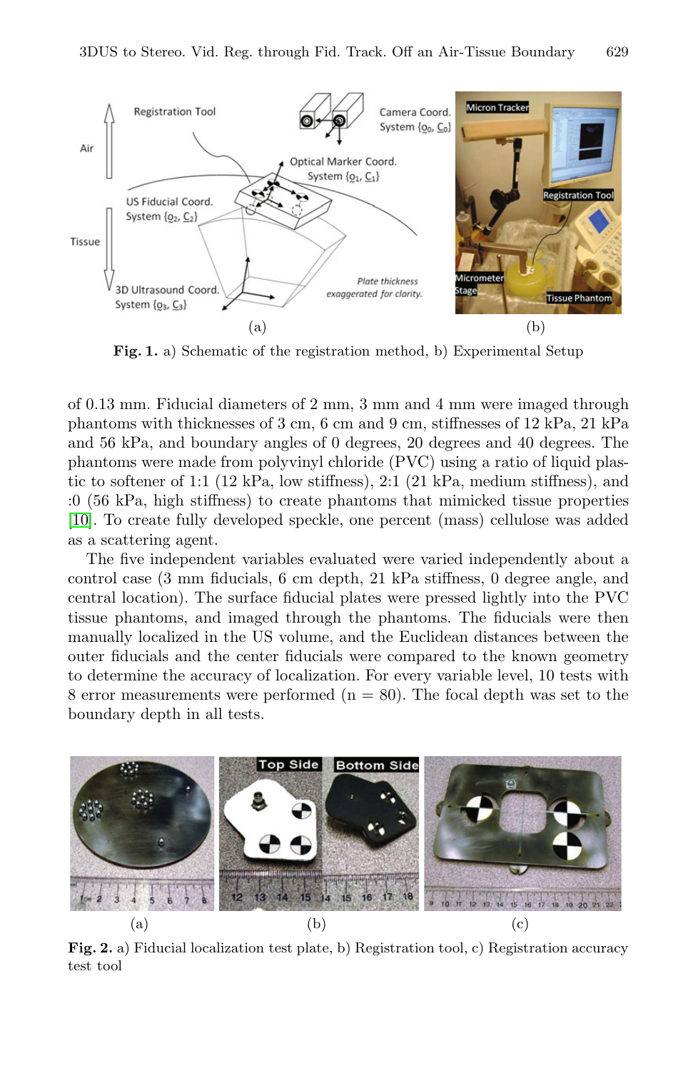Fig. 1. a) Schematic of the registration method, b) Experimental Setup

of 0.13 mm. Fiducial diameters of 2 mm, 3 mm and 4 mm were imaged through phantoms with thicknesses of 3 cm, 6 cm and 9 cm, stiffnesses of 12 kPa, 21 kPa and 56 kPa, and boundary angles of 0 degrees, 20 degrees and 40 degrees. The phantoms were made from polyvinyl chloride (PVC) using a ratio of liquid plastic to softener of 1:1 (12 kPa, low stiffness), 2:1 (21 kPa, medium stiffness), and :0 (56 kPa, high stiffness) to create phantoms that mimicked tissue properties [10]. To create fully developed speckle, one percent (mass) cellulose was added as a scattering agent.

The five independent variables evaluated were varied independently about a control case (3 mm fiducials, 6 cm depth, 21 kPa stiffness, 0 degree angle, and central location). The surface fiducial plates were pressed lightly into the PVC tissue phantoms, and imaged through the phantoms. The fiducials were then manually localized in the US volume, and the Euclidean distances between the outer fiducials and the center fiducials were compared to the known geometry to determine the accuracy of localization. For every variable level, 10 tests with 8 error measurements were performed ($n = 80$). The focal depth was set to the boundary depth in all tests.

Fig. 2. a) Fiducial localization test plate, b) Registration tool, c) Registration accuracy test tool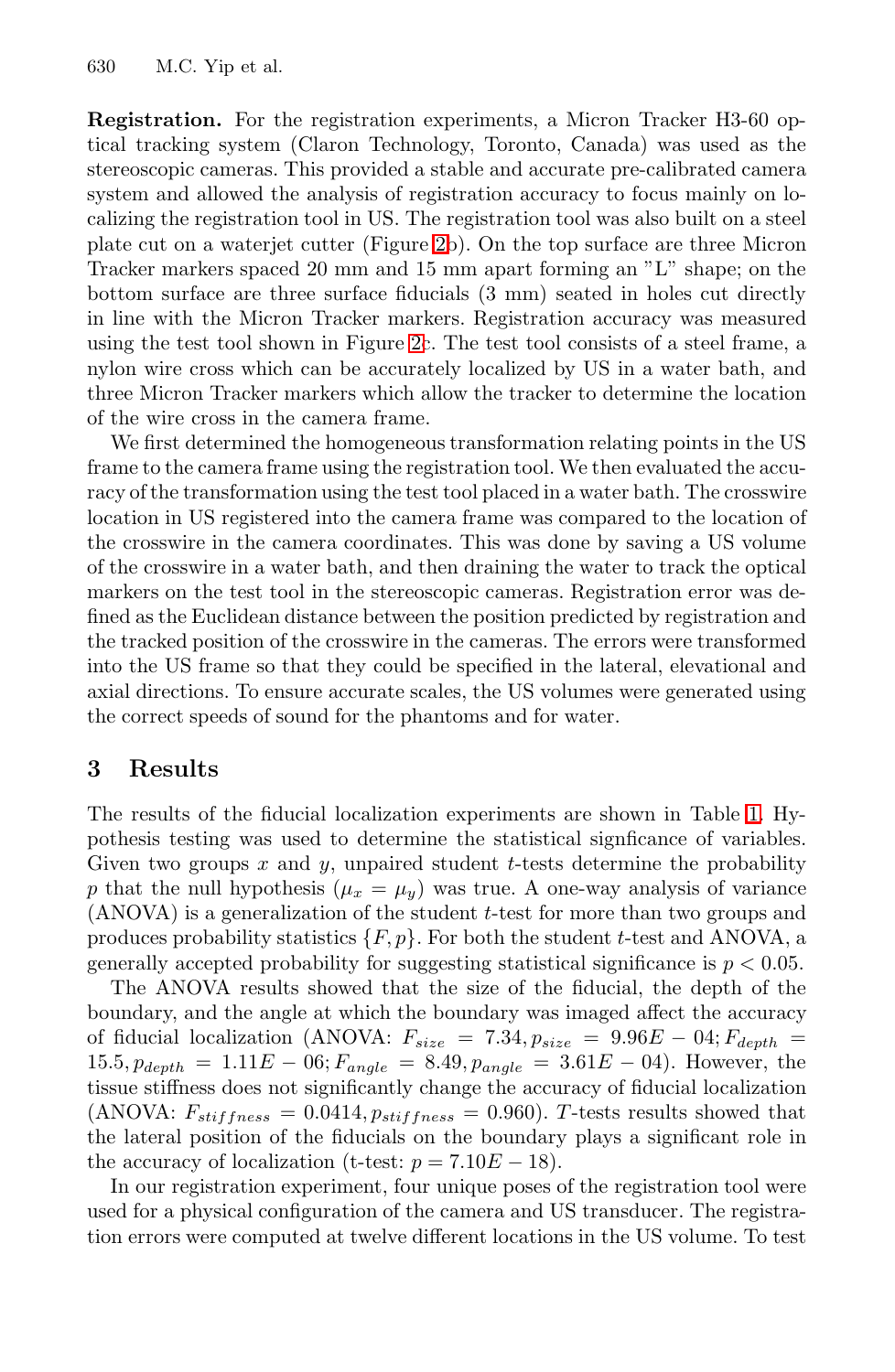**Registration.** For the registration experiments, a Micron Tracker H3-60 optical tracking system (Claron Technology, Toronto, Canada) was used as the stereoscopic cameras. This provided a stable and accurate pre-calibrated camera system and allowed the analysis of registration accuracy to focus mainly on localizing the registration tool in US. The registration tool was also built on a steel plate cut on a waterjet cutter (Figure 2b). On the top surface are three Micron Tracker markers spaced 20 mm and 15 mm apart forming an "L" shape; on the bottom surface are three surface fiducials (3 mm) seated in holes cut directly in line with the Micron Tracker markers. Registration accuracy was measured using the test tool shown in Figure 2c. The test tool consists of a steel frame, a nylon wire cross which can be accurately localized by US in a water bath, and three Micron Tracker markers which allow the tracker to determine the location of the wire cross in the camera frame.

We first determined the homogeneous transformation relating points in the US frame to the camera frame using the registration tool. We then evaluated the accuracy of the transformation using the test tool placed in a water bath. The crosswire location in US registered into the camera frame was compared to the location of the crosswire in the camera coordinates. This was done by saving a US volume of the crosswire in a water bath, and then draining the water to track the optical markers on the test tool in the stereoscopic cameras. Registration error was defined as the Euclidean distance between the position predicted by registration and the tracked position of the crosswire in the cameras. The errors were transformed into the US frame so that they could be specified in the lateral, elevational and axial directions. To ensure accurate scales, the US volumes were generated using the correct speeds of sound for the phantoms and for water.

## 3 Results

The results of the fiducial localization experiments are shown in Table 1. Hypothesis testing was used to determine the statistical signficance of variables. Given two groups $x$ and $y$, unpaired student $t$-tests determine the probability $p$ that the null hypothesis ($\mu_x = \mu_y$) was true. A one-way analysis of variance (ANOVA) is a generalization of the student $t$-test for more than two groups and produces probability statistics $\{F, p\}$. For both the student $t$-test and ANOVA, a generally accepted probability for suggesting statistical significance is $p < 0.05$.

The ANOVA results showed that the size of the fiducial, the depth of the boundary, and the angle at which the boundary was imaged affect the accuracy of fiducial localization (ANOVA: $F_{size} = 7.34, p_{size} = 9.96E-04; F_{depth} = 15.5, p_{depth} = 1.11E-06; F_{angle} = 8.49, p_{angle} = 3.61E-04$). However, the tissue stiffness does not significantly change the accuracy of fiducial localization (ANOVA: $F_{stiffness} = 0.0414, p_{stiffness} = 0.960$). $T$-tests results showed that the lateral position of the fiducials on the boundary plays a significant role in the accuracy of localization (t-test: $p = 7.10E-18$).

In our registration experiment, four unique poses of the registration tool were used for a physical configuration of the camera and US transducer. The registration errors were computed at twelve different locations in the US volume. To test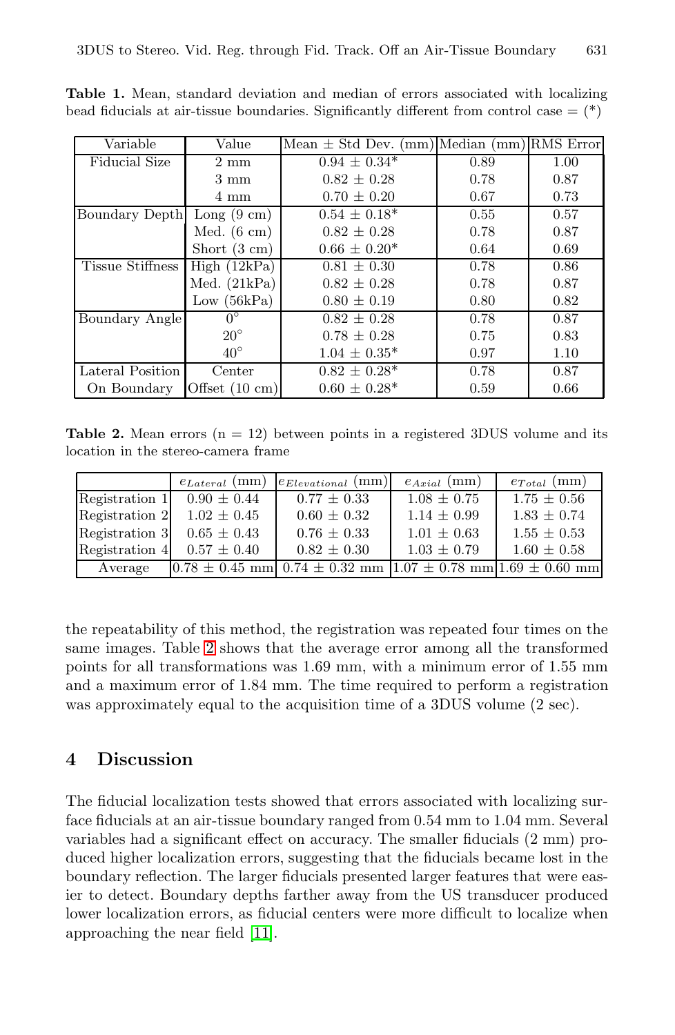**Table 1.** Mean, standard deviation and median of errors associated with localizing bead fiducials at air-tissue boundaries. Significantly different from control case = (*)

| Variable | Value | Mean ± Std Dev. (mm) | Median (mm) | RMS Error |
|---|---|---|---|---|
| Fiducial Size | 2 mm | 0.94 ± 0.34* | 0.89 | 1.00 |
| | 3 mm | 0.82 ± 0.28 | 0.78 | 0.87 |
| | 4 mm | 0.70 ± 0.20 | 0.67 | 0.73 |
| Boundary Depth | Long (9 cm) | 0.54 ± 0.18* | 0.55 | 0.57 |
| | Med. (6 cm) | 0.82 ± 0.28 | 0.78 | 0.87 |
| | Short (3 cm) | 0.66 ± 0.20* | 0.64 | 0.69 |
| Tissue Stiffness | High (12kPa) | 0.81 ± 0.30 | 0.78 | 0.86 |
| | Med. (21kPa) | 0.82 ± 0.28 | 0.78 | 0.87 |
| | Low (56kPa) | 0.80 ± 0.19 | 0.80 | 0.82 |
| Boundary Angle | 0° | 0.82 ± 0.28 | 0.78 | 0.87 |
| | 20° | 0.78 ± 0.28 | 0.75 | 0.83 |
| | 40° | 1.04 ± 0.35* | 0.97 | 1.10 |
| Lateral Position On Boundary | Center | 0.82 ± 0.28* | 0.78 | 0.87 |
| | Offset (10 cm) | 0.60 ± 0.28* | 0.59 | 0.66 |

**Table 2.** Mean errors (n = 12) between points in a registered 3DUS volume and its location in the stereo-camera frame

| | $e_{Lateral}$ (mm) | $e_{Elevational}$ (mm) | $e_{Axial}$ (mm) | $e_{Total}$ (mm) |
|---|---|---|---|---|
| Registration 1 | 0.90 ± 0.44 | 0.77 ± 0.33 | 1.08 ± 0.75 | 1.75 ± 0.56 |
| Registration 2 | 1.02 ± 0.45 | 0.60 ± 0.32 | 1.14 ± 0.99 | 1.83 ± 0.74 |
| Registration 3 | 0.65 ± 0.43 | 0.76 ± 0.33 | 1.01 ± 0.63 | 1.55 ± 0.53 |
| Registration 4 | 0.57 ± 0.40 | 0.82 ± 0.30 | 1.03 ± 0.79 | 1.60 ± 0.58 |
| Average | 0.78 ± 0.45 mm | 0.74 ± 0.32 mm | 1.07 ± 0.78 mm | 1.69 ± 0.60 mm |

the repeatability of this method, the registration was repeated four times on the same images. Table 2 shows that the average error among all the transformed points for all transformations was 1.69 mm, with a minimum error of 1.55 mm and a maximum error of 1.84 mm. The time required to perform a registration was approximately equal to the acquisition time of a 3DUS volume (2 sec).

## 4 Discussion

The fiducial localization tests showed that errors associated with localizing surface fiducials at an air-tissue boundary ranged from 0.54 mm to 1.04 mm. Several variables had a significant effect on accuracy. The smaller fiducials (2 mm) produced higher localization errors, suggesting that the fiducials became lost in the boundary reflection. The larger fiducials presented larger features that were easier to detect. Boundary depths farther away from the US transducer produced lower localization errors, as fiducial centers were more difficult to localize when approaching the near field [11].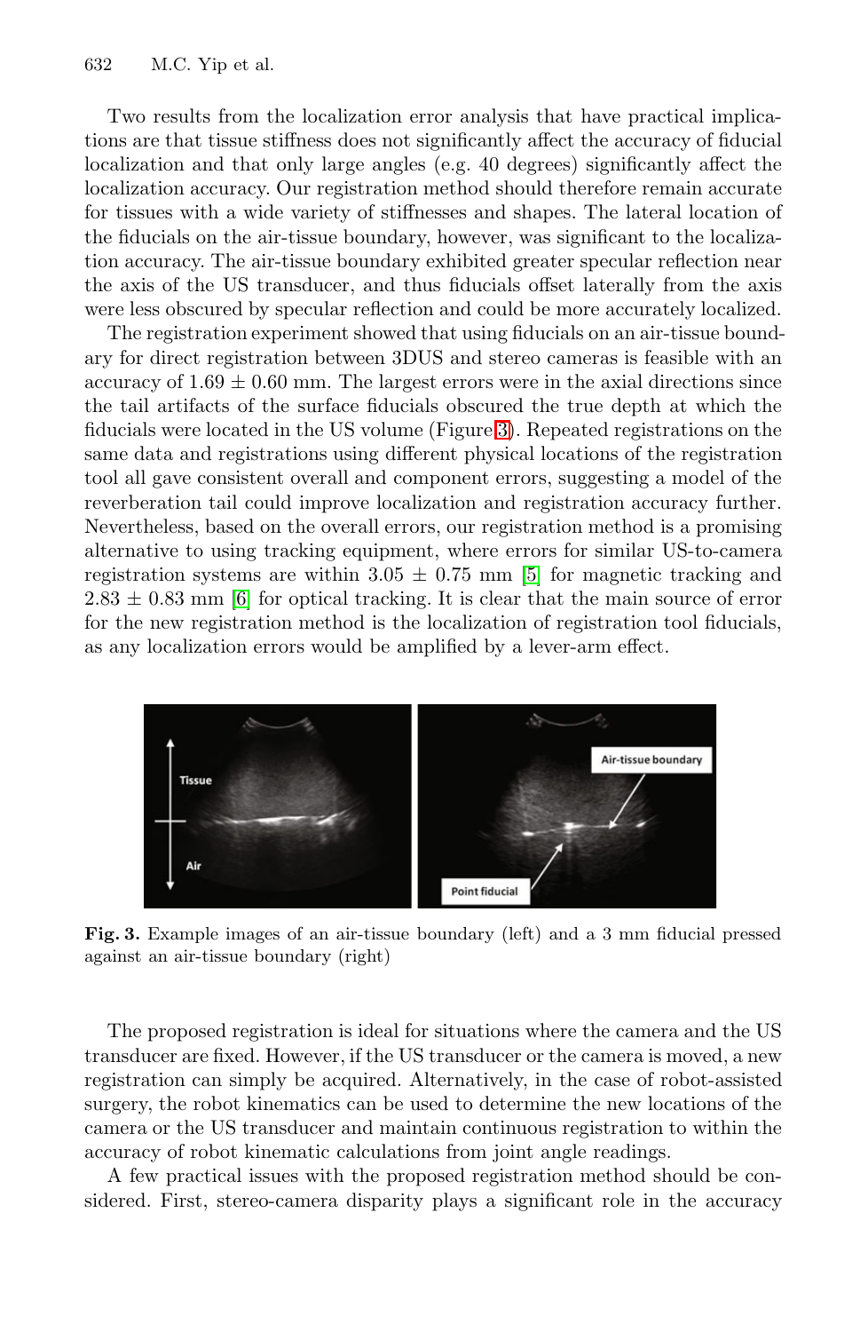Two results from the localization error analysis that have practical implications are that tissue stiffness does not significantly affect the accuracy of fiducial localization and that only large angles (e.g. 40 degrees) significantly affect the localization accuracy. Our registration method should therefore remain accurate for tissues with a wide variety of stiffnesses and shapes. The lateral location of the fiducials on the air-tissue boundary, however, was significant to the localization accuracy. The air-tissue boundary exhibited greater specular reflection near the axis of the US transducer, and thus fiducials offset laterally from the axis were less obscured by specular reflection and could be more accurately localized.

The registration experiment showed that using fiducials on an air-tissue boundary for direct registration between 3DUS and stereo cameras is feasible with an accuracy of $1.69 \pm 0.60$ mm. The largest errors were in the axial directions since the tail artifacts of the surface fiducials obscured the true depth at which the fiducials were located in the US volume (Figure 3). Repeated registrations on the same data and registrations using different physical locations of the registration tool all gave consistent overall and component errors, suggesting a model of the reverberation tail could improve localization and registration accuracy further. Nevertheless, based on the overall errors, our registration method is a promising alternative to using tracking equipment, where errors for similar US-to-camera registration systems are within $3.05 \pm 0.75$ mm [5] for magnetic tracking and $2.83 \pm 0.83$ mm [6] for optical tracking. It is clear that the main source of error for the new registration method is the localization of registration tool fiducials, as any localization errors would be amplified by a lever-arm effect.

**Fig. 3.** Example images of an air-tissue boundary (left) and a 3 mm fiducial pressed against an air-tissue boundary (right)

The proposed registration is ideal for situations where the camera and the US transducer are fixed. However, if the US transducer or the camera is moved, a new registration can simply be acquired. Alternatively, in the case of robot-assisted surgery, the robot kinematics can be used to determine the new locations of the camera or the US transducer and maintain continuous registration to within the accuracy of robot kinematic calculations from joint angle readings.

A few practical issues with the proposed registration method should be considered. First, stereo-camera disparity plays a significant role in the accuracy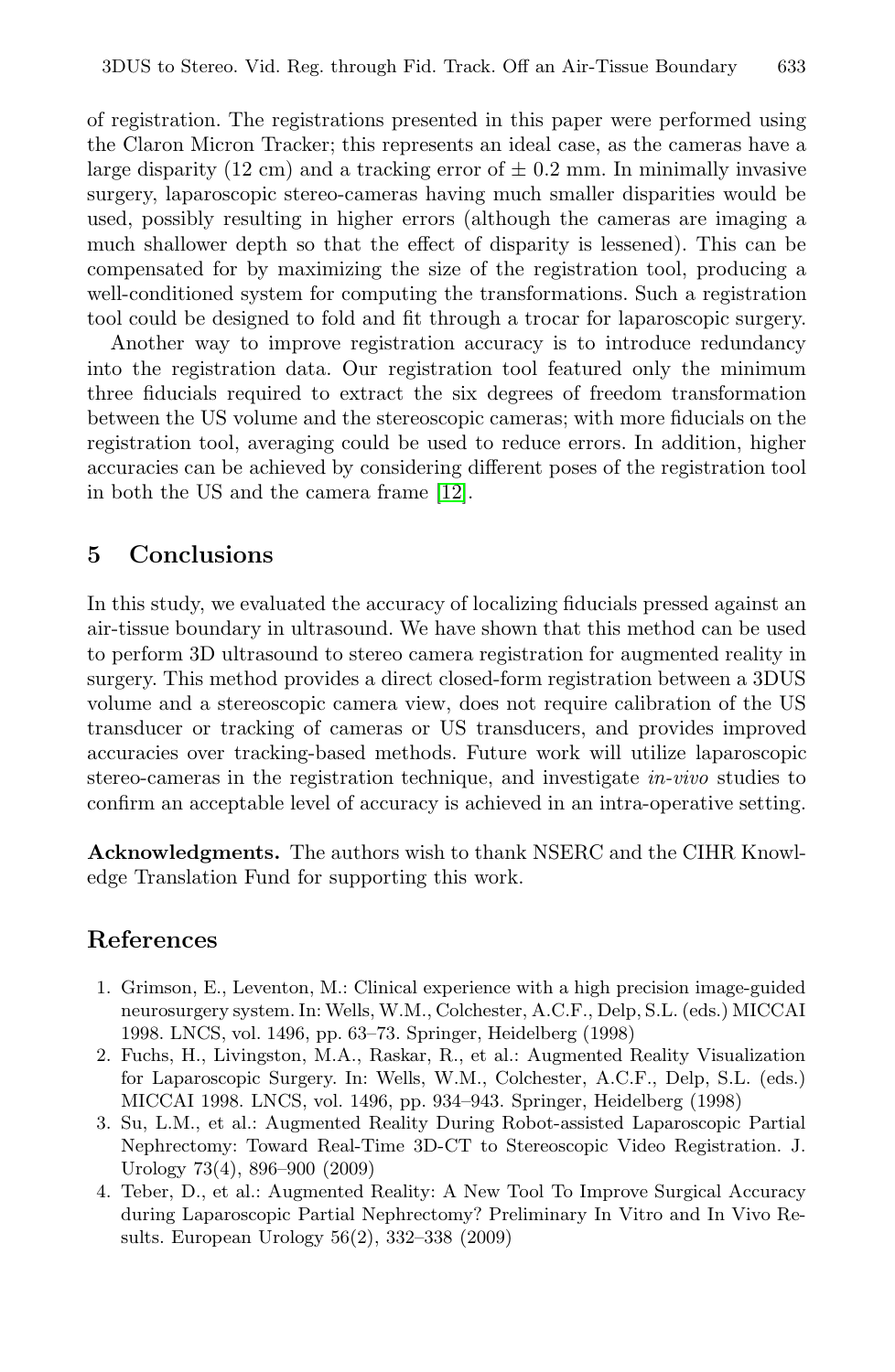of registration. The registrations presented in this paper were performed using the Claron Micron Tracker; this represents an ideal case, as the cameras have a large disparity (12 cm) and a tracking error of $\pm$ 0.2 mm. In minimally invasive surgery, laparoscopic stereo-cameras having much smaller disparities would be used, possibly resulting in higher errors (although the cameras are imaging a much shallower depth so that the effect of disparity is lessened). This can be compensated for by maximizing the size of the registration tool, producing a well-conditioned system for computing the transformations. Such a registration tool could be designed to fold and fit through a trocar for laparoscopic surgery.

Another way to improve registration accuracy is to introduce redundancy into the registration data. Our registration tool featured only the minimum three fiducials required to extract the six degrees of freedom transformation between the US volume and the stereoscopic cameras; with more fiducials on the registration tool, averaging could be used to reduce errors. In addition, higher accuracies can be achieved by considering different poses of the registration tool in both the US and the camera frame [12].

## 5 Conclusions

In this study, we evaluated the accuracy of localizing fiducials pressed against an air-tissue boundary in ultrasound. We have shown that this method can be used to perform 3D ultrasound to stereo camera registration for augmented reality in surgery. This method provides a direct closed-form registration between a 3DUS volume and a stereoscopic camera view, does not require calibration of the US transducer or tracking of cameras or US transducers, and provides improved accuracies over tracking-based methods. Future work will utilize laparoscopic stereo-cameras in the registration technique, and investigate *in-vivo* studies to confirm an acceptable level of accuracy is achieved in an intra-operative setting.

**Acknowledgments.** The authors wish to thank NSERC and the CIHR Knowledge Translation Fund for supporting this work.

## References

1. Grimson, E., Leventon, M.: Clinical experience with a high precision image-guided neurosurgery system. In: Wells, W.M., Colchester, A.C.F., Delp, S.L. (eds.) MICCAI 1998. LNCS, vol. 1496, pp. 63–73. Springer, Heidelberg (1998)
2. Fuchs, H., Livingston, M.A., Raskar, R., et al.: Augmented Reality Visualization for Laparoscopic Surgery. In: Wells, W.M., Colchester, A.C.F., Delp, S.L. (eds.) MICCAI 1998. LNCS, vol. 1496, pp. 934–943. Springer, Heidelberg (1998)
3. Su, L.M., et al.: Augmented Reality During Robot-assisted Laparoscopic Partial Nephrectomy: Toward Real-Time 3D-CT to Stereoscopic Video Registration. J. Urology 73(4), 896–900 (2009)
4. Teber, D., et al.: Augmented Reality: A New Tool To Improve Surgical Accuracy during Laparoscopic Partial Nephrectomy? Preliminary In Vitro and In Vivo Results. European Urology 56(2), 332–338 (2009)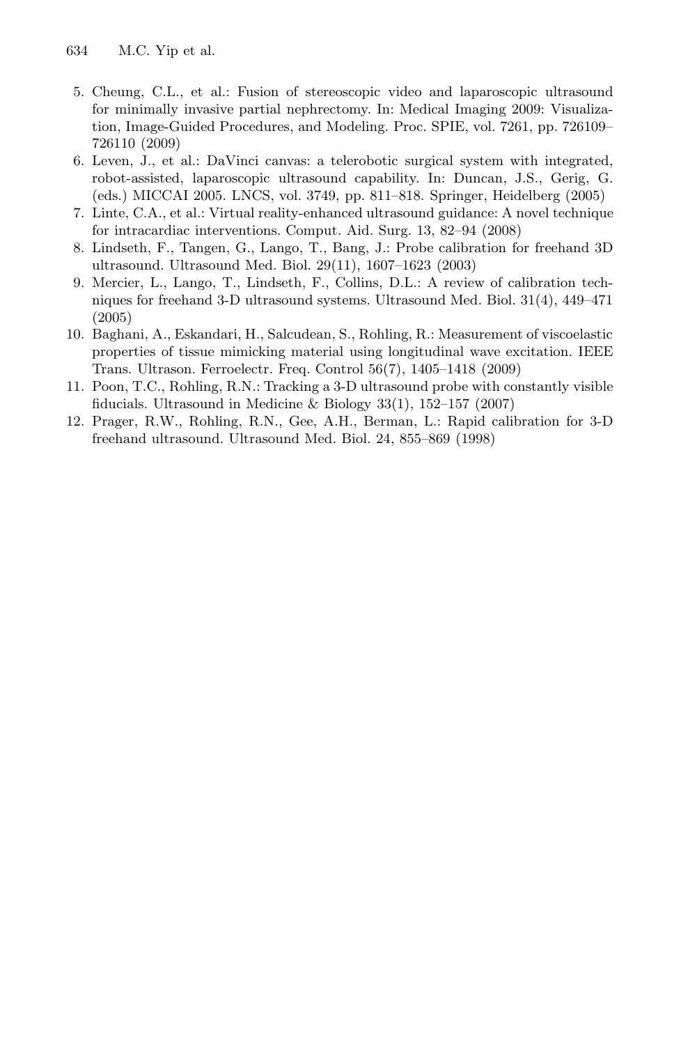5. Cheung, C.L., et al.: Fusion of stereoscopic video and laparoscopic ultrasound for minimally invasive partial nephrectomy. In: Medical Imaging 2009: Visualization, Image-Guided Procedures, and Modeling. Proc. SPIE, vol. 7261, pp. 726109–726110 (2009)
6. Leven, J., et al.: DaVinci canvas: a telerobotic surgical system with integrated, robot-assisted, laparoscopic ultrasound capability. In: Duncan, J.S., Gerig, G. (eds.) MICCAI 2005. LNCS, vol. 3749, pp. 811–818. Springer, Heidelberg (2005)
7. Linte, C.A., et al.: Virtual reality-enhanced ultrasound guidance: A novel technique for intracardiac interventions. Comput. Aid. Surg. 13, 82–94 (2008)
8. Lindseth, F., Tangen, G., Lango, T., Bang, J.: Probe calibration for freehand 3D ultrasound. Ultrasound Med. Biol. 29(11), 1607–1623 (2003)
9. Mercier, L., Lango, T., Lindseth, F., Collins, D.L.: A review of calibration techniques for freehand 3-D ultrasound systems. Ultrasound Med. Biol. 31(4), 449–471 (2005)
10. Baghani, A., Eskandari, H., Salcudean, S., Rohling, R.: Measurement of viscoelastic properties of tissue mimicking material using longitudinal wave excitation. IEEE Trans. Ultrason. Ferroelectr. Freq. Control 56(7), 1405–1418 (2009)
11. Poon, T.C., Rohling, R.N.: Tracking a 3-D ultrasound probe with constantly visible fiducials. Ultrasound in Medicine & Biology 33(1), 152–157 (2007)
12. Prager, R.W., Rohling, R.N., Gee, A.H., Berman, L.: Rapid calibration for 3-D freehand ultrasound. Ultrasound Med. Biol. 24, 855–869 (1998)